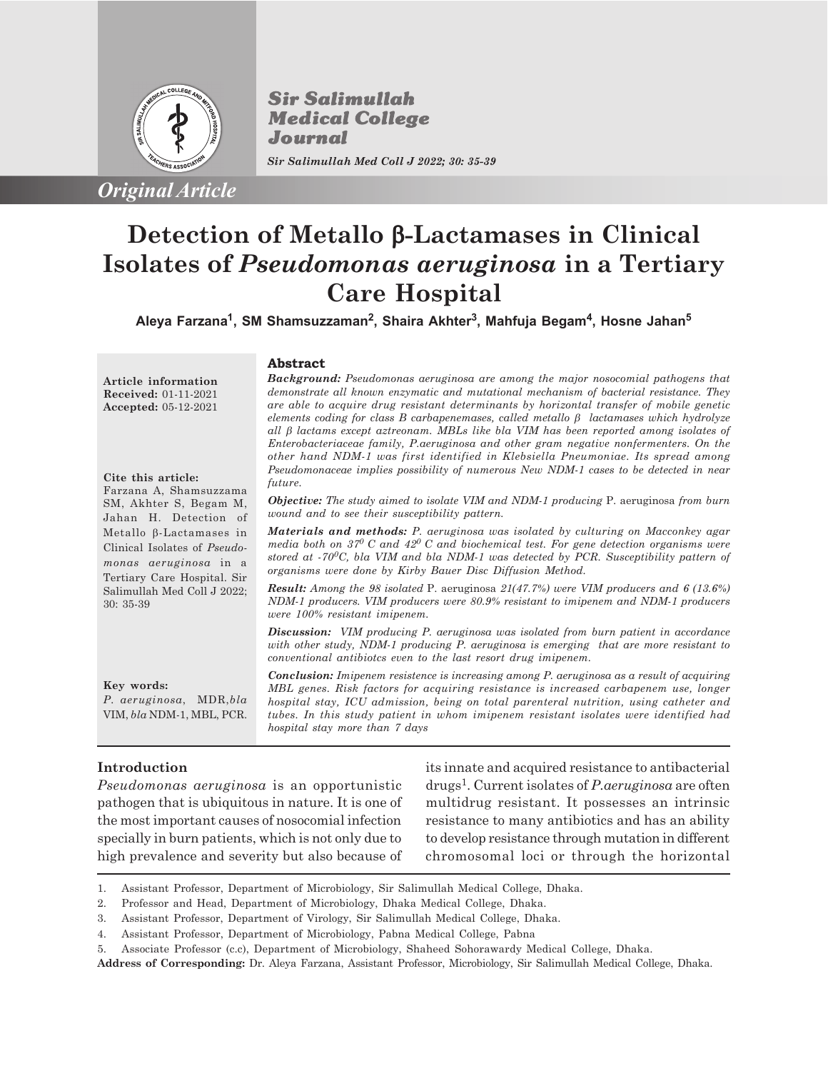*Original Article*

# Detection of Metallo β-Lactamases in Clinical Isolates of *Pseudomonas aeruginosa* in a Tertiary Care Hospital

**Aleya Farzana[1], SM Shamsuzzaman[2], Shaira Akhter[3], Mahfuja Begam[4], Hosne Jahan[5]**

**Article information**
**Received:** 01-11-2021
**Accepted:** 05-12-2021

**Cite this article:**
Farzana A, Shamsuzzama SM, Akhter S, Begam M, Jahan H. Detection of Metallo β-Lactamases in Clinical Isolates of *Pseudomonas aeruginosa* in a Tertiary Care Hospital. Sir Salimullah Med Coll J 2022; 30: 35-39

**Key words:**
*P. aeruginosa*, MDR,*bla* VIM, *bla* NDM-1, MBL, PCR.

## Abstract

***Background:*** *Pseudomonas aeruginosa are among the major nosocomial pathogens that demonstrate all known enzymatic and mutational mechanism of bacterial resistance. They are able to acquire drug resistant determinants by horizontal transfer of mobile genetic elements coding for class B carbapenemases, called metallo β lactamases which hydrolyze all β lactams except aztreonam. MBLs like bla VIM has been reported among isolates of Enterobacteriaceae family, P.aeruginosa and other gram negative nonfermenters. On the other hand NDM-1 was first identified in Klebsiella Pneumoniae. Its spread among Pseudomonaceae implies possibility of numerous New NDM-1 cases to be detected in near future.*

***Objective:*** *The study aimed to isolate VIM and NDM-1 producing* P. aeruginosa *from burn wound and to see their susceptibility pattern.*

***Materials and methods:*** *P. aeruginosa was isolated by culturing on Macconkey agar media both on $37^0$ C and $42^0$ C and biochemical test. For gene detection organisms were stored at $-70^0$C, bla VIM and bla NDM-1 was detected by PCR. Susceptibility pattern of organisms were done by Kirby Bauer Disc Diffusion Method.*

***Result:*** *Among the 98 isolated* P. aeruginosa *21(47.7%) were VIM producers and 6 (13.6%) NDM-1 producers. VIM producers were 80.9% resistant to imipenem and NDM-1 producers were 100% resistant imipenem.*

***Discussion:*** *VIM producing P. aeruginosa was isolated from burn patient in accordance with other study, NDM-1 producing P. aeruginosa is emerging that are more resistant to conventional antibiotcs even to the last resort drug imipenem.*

***Conclusion:*** *Imipenem resistence is increasing among P. aeruginosa as a result of acquiring MBL genes. Risk factors for acquiring resistance is increased carbapenem use, longer hospital stay, ICU admission, being on total parenteral nutrition, using catheter and tubes. In this study patient in whom imipenem resistant isolates were identified had hospital stay more than 7 days*

## Introduction

*Pseudomonas aeruginosa* is an opportunistic pathogen that is ubiquitous in nature. It is one of the most important causes of nosocomial infection specially in burn patients, which is not only due to high prevalence and severity but also because of its innate and acquired resistance to antibacterial drugs[1]. Current isolates of *P.aeruginosa* are often multidrug resistant. It possesses an intrinsic resistance to many antibiotics and has an ability to develop resistance through mutation in different chromosomal loci or through the horizontal

---

1. Assistant Professor, Department of Microbiology, Sir Salimullah Medical College, Dhaka.
2. Professor and Head, Department of Microbiology, Dhaka Medical College, Dhaka.
3. Assistant Professor, Department of Virology, Sir Salimullah Medical College, Dhaka.
4. Assistant Professor, Department of Microbiology, Pabna Medical College, Pabna
5. Associate Professor (c.c), Department of Microbiology, Shaheed Sohorawardy Medical College, Dhaka.

**Address of Corresponding:** Dr. Aleya Farzana, Assistant Professor, Microbiology, Sir Salimullah Medical College, Dhaka.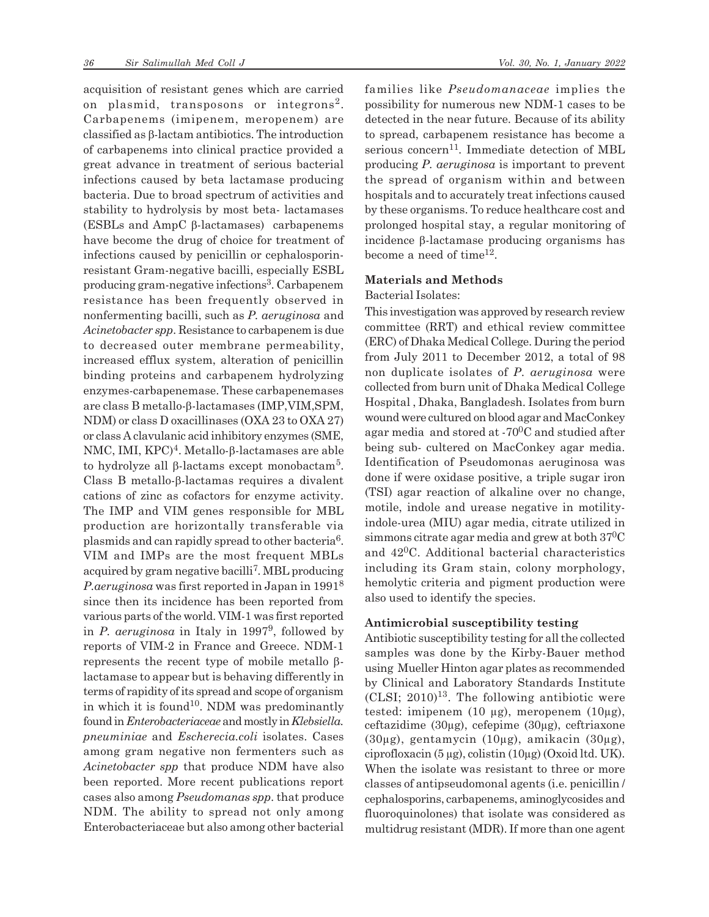acquisition of resistant genes which are carried on plasmid, transposons or integrons[2]. Carbapenems (imipenem, meropenem) are classified as β-lactam antibiotics. The introduction of carbapenems into clinical practice provided a great advance in treatment of serious bacterial infections caused by beta lactamase producing bacteria. Due to broad spectrum of activities and stability to hydrolysis by most beta- lactamases (ESBLs and AmpC β-lactamases) carbapenems have become the drug of choice for treatment of infections caused by penicillin or cephalosporin-resistant Gram-negative bacilli, especially ESBL producing gram-negative infections[3]. Carbapenem resistance has been frequently observed in nonfermenting bacilli, such as *P. aeruginosa* and *Acinetobacter spp*. Resistance to carbapenem is due to decreased outer membrane permeability, increased efflux system, alteration of penicillin binding proteins and carbapenem hydrolyzing enzymes-carbapenemase. These carbapenemases are class B metallo-β-lactamases (IMP,VIM,SPM, NDM) or class D oxacillinases (OXA 23 to OXA 27) or class A clavulanic acid inhibitory enzymes (SME, NMC, IMI, KPC)[4]. Metallo-β-lactamases are able to hydrolyze all β-lactams except monobactam[5]. Class B metallo-β-lactamas requires a divalent cations of zinc as cofactors for enzyme activity. The IMP and VIM genes responsible for MBL production are horizontally transferable via plasmids and can rapidly spread to other bacteria[6]. VIM and IMPs are the most frequent MBLs acquired by gram negative bacilli[7]. MBL producing *P.aeruginosa* was first reported in Japan in 1991[8] since then its incidence has been reported from various parts of the world. VIM-1 was first reported in *P. aeruginosa* in Italy in 1997[9], followed by reports of VIM-2 in France and Greece. NDM-1 represents the recent type of mobile metallo β-lactamase to appear but is behaving differently in terms of rapidity of its spread and scope of organism in which it is found[10]. NDM was predominantly found in *Enterobacteriaceae* and mostly in *Klebsiella. pneuminiae* and *Escherecia.coli* isolates. Cases among gram negative non fermenters such as *Acinetobacter spp* that produce NDM have also been reported. More recent publications report cases also among *Pseudomanas spp*. that produce NDM. The ability to spread not only among Enterobacteriaceae but also among other bacterial families like *Pseudomanaceae* implies the possibility for numerous new NDM-1 cases to be detected in the near future. Because of its ability to spread, carbapenem resistance has become a serious concern[11]. Immediate detection of MBL producing *P. aeruginosa* is important to prevent the spread of organism within and between hospitals and to accurately treat infections caused by these organisms. To reduce healthcare cost and prolonged hospital stay, a regular monitoring of incidence β-lactamase producing organisms has become a need of time[12].

## Materials and Methods

Bacterial Isolates:

This investigation was approved by research review committee (RRT) and ethical review committee (ERC) of Dhaka Medical College. During the period from July 2011 to December 2012, a total of 98 non duplicate isolates of *P. aeruginosa* were collected from burn unit of Dhaka Medical College Hospital , Dhaka, Bangladesh. Isolates from burn wound were cultured on blood agar and MacConkey agar media and stored at -70$^0$C and studied after being sub- cultered on MacConkey agar media. Identification of Pseudomonas aeruginosa was done if were oxidase positive, a triple sugar iron (TSI) agar reaction of alkaline over no change, motile, indole and urease negative in motility-indole-urea (MIU) agar media, citrate utilized in simmons citrate agar media and grew at both 37$^0$C and 42$^0$C. Additional bacterial characteristics including its Gram stain, colony morphology, hemolytic criteria and pigment production were also used to identify the species.

### Antimicrobial susceptibility testing

Antibiotic susceptibility testing for all the collected samples was done by the Kirby-Bauer method using Mueller Hinton agar plates as recommended by Clinical and Laboratory Standards Institute (CLSI; 2010)[13]. The following antibiotic were tested: imipenem (10 µg), meropenem (10µg), ceftazidime (30µg), cefepime (30µg), ceftriaxone (30µg), gentamycin (10µg), amikacin (30µg), ciprofloxacin (5 µg), colistin (10µg) (Oxoid ltd. UK). When the isolate was resistant to three or more classes of antipseudomonal agents (i.e. penicillin / cephalosporins, carbapenems, aminoglycosides and fluoroquinolones) that isolate was considered as multidrug resistant (MDR). If more than one agent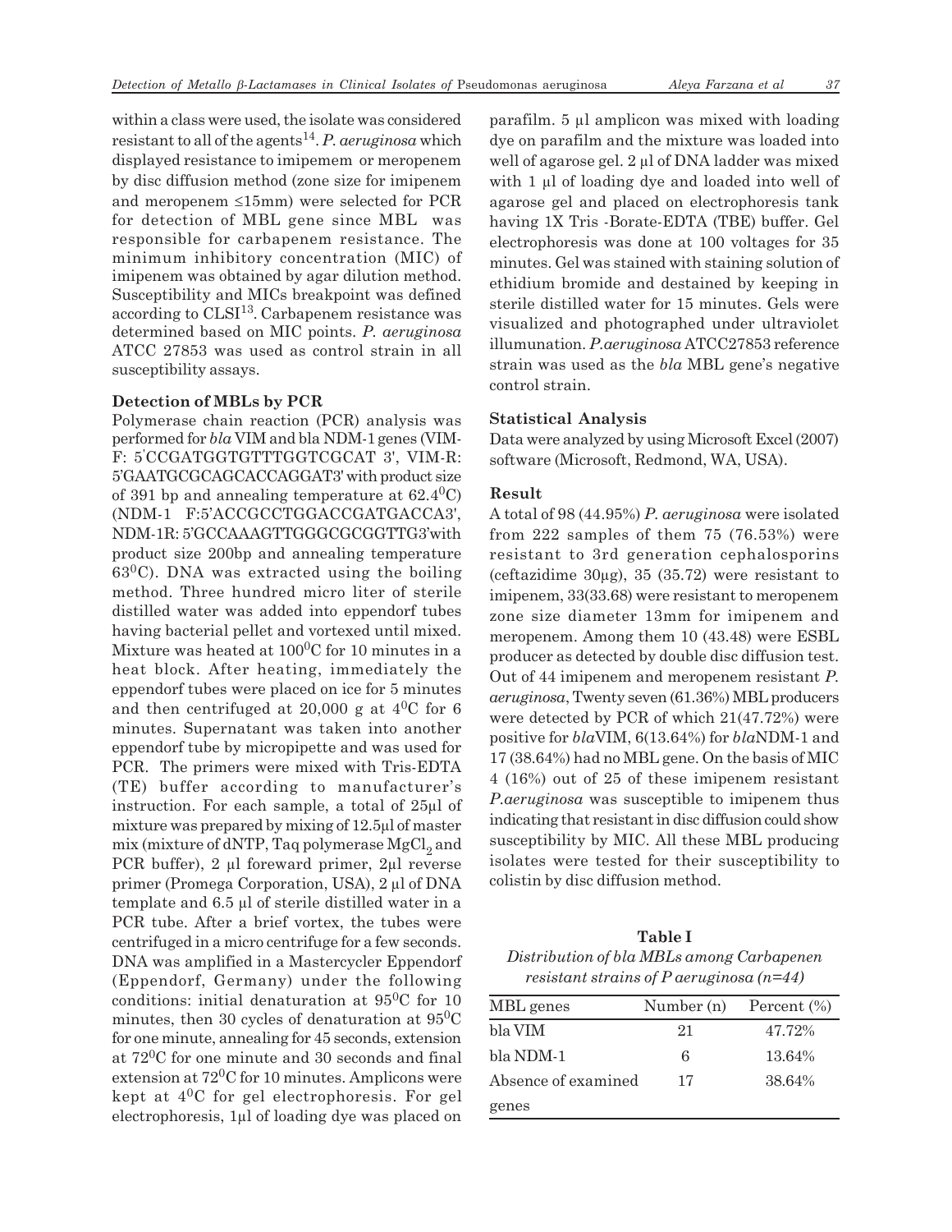within a class were used, the isolate was considered resistant to all of the agents[14]. *P. aeruginosa* which displayed resistance to imipemem or meropenem by disc diffusion method (zone size for imipenem and meropenem ≤15mm) were selected for PCR for detection of MBL gene since MBL was responsible for carbapenem resistance. The minimum inhibitory concentration (MIC) of imipenem was obtained by agar dilution method. Susceptibility and MICs breakpoint was defined according to CLSI[13]. Carbapenem resistance was determined based on MIC points. *P. aeruginosa* ATCC 27853 was used as control strain in all susceptibility assays.

**Detection of MBLs by PCR**

Polymerase chain reaction (PCR) analysis was performed for *bla* VIM and bla NDM-1 genes (VIM-F: 5'CCGATGGTGTTTGGTCGCAT 3', VIM-R: 5'GAATGCGCAGCACCAGGAT3' with product size of 391 bp and annealing temperature at $62.4^0$C) (NDM-1 F:5'ACCGCCTGGACCGATGACCA3', NDM-1R: 5'GCCAAAGTTGGGCGCGGTTG3'with product size 200bp and annealing temperature $63^0$C). DNA was extracted using the boiling method. Three hundred micro liter of sterile distilled water was added into eppendorf tubes having bacterial pellet and vortexed until mixed. Mixture was heated at $100^0$C for 10 minutes in a heat block. After heating, immediately the eppendorf tubes were placed on ice for 5 minutes and then centrifuged at 20,000 g at $4^0$C for 6 minutes. Supernatant was taken into another eppendorf tube by micropipette and was used for PCR. The primers were mixed with Tris-EDTA (TE) buffer according to manufacturer's instruction. For each sample, a total of 25µl of mixture was prepared by mixing of 12.5µl of master mix (mixture of dNTP, Taq polymerase $MgCl_2$ and PCR buffer), 2 µl foreward primer, 2µl reverse primer (Promega Corporation, USA), 2 µl of DNA template and 6.5 µl of sterile distilled water in a PCR tube. After a brief vortex, the tubes were centrifuged in a micro centrifuge for a few seconds. DNA was amplified in a Mastercycler Eppendorf (Eppendorf, Germany) under the following conditions: initial denaturation at $95^0$C for 10 minutes, then 30 cycles of denaturation at $95^0$C for one minute, annealing for 45 seconds, extension at $72^0$C for one minute and 30 seconds and final extension at $72^0$C for 10 minutes. Amplicons were kept at $4^0$C for gel electrophoresis. For gel electrophoresis, 1µl of loading dye was placed on parafilm. 5 µl amplicon was mixed with loading dye on parafilm and the mixture was loaded into well of agarose gel. 2 µl of DNA ladder was mixed with 1 µl of loading dye and loaded into well of agarose gel and placed on electrophoresis tank having 1X Tris -Borate-EDTA (TBE) buffer. Gel electrophoresis was done at 100 voltages for 35 minutes. Gel was stained with staining solution of ethidium bromide and destained by keeping in sterile distilled water for 15 minutes. Gels were visualized and photographed under ultraviolet illumunation. *P.aeruginosa* ATCC27853 reference strain was used as the *bla* MBL gene's negative control strain.

**Statistical Analysis**

Data were analyzed by using Microsoft Excel (2007) software (Microsoft, Redmond, WA, USA).

**Result**

A total of 98 (44.95%) *P. aeruginosa* were isolated from 222 samples of them 75 (76.53%) were resistant to 3rd generation cephalosporins (ceftazidime 30µg), 35 (35.72) were resistant to imipenem, 33(33.68) were resistant to meropenem zone size diameter 13mm for imipenem and meropenem. Among them 10 (43.48) were ESBL producer as detected by double disc diffusion test. Out of 44 imipenem and meropenem resistant *P. aeruginosa*, Twenty seven (61.36%) MBL producers were detected by PCR of which 21(47.72%) were positive for *bla*VIM, 6(13.64%) for *bla*NDM-1 and 17 (38.64%) had no MBL gene. On the basis of MIC 4 (16%) out of 25 of these imipenem resistant *P.aeruginosa* was susceptible to imipenem thus indicating that resistant in disc diffusion could show susceptibility by MIC. All these MBL producing isolates were tested for their susceptibility to colistin by disc diffusion method.

**Table I**

*Distribution of bla MBLs among Carbapenen resistant strains of P aeruginosa (n=44)*

| MBL genes | Number (n) | Percent (%) |
|---|---|---|
| bla VIM | 21 | 47.72% |
| bla NDM-1 | 6 | 13.64% |
| Absence of examined genes | 17 | 38.64% |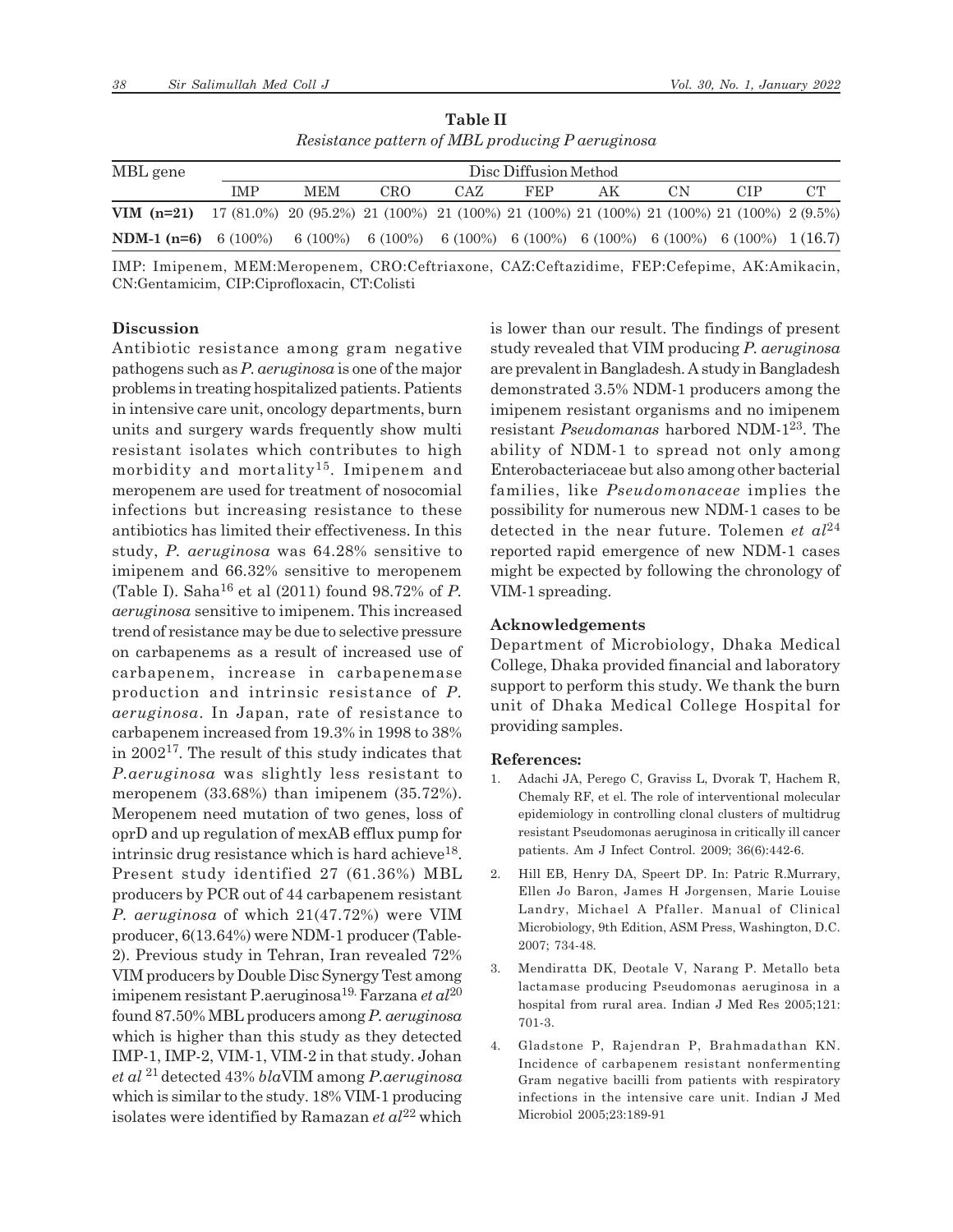**Table II**
*Resistance pattern of MBL producing P aeruginosa*

| MBL gene | Disc Diffusion Method | | | | | | | | |
|---|---|---|---|---|---|---|---|---|---|
| | IMP | MEM | CRO | CAZ | FEP | AK | CN | CIP | CT |
| **VIM (n=21)** | 17 (81.0%) | 20 (95.2%) | 21 (100%) | 21 (100%) | 21 (100%) | 21 (100%) | 21 (100%) | 21 (100%) | 2 (9.5%) |
| **NDM-1 (n=6)** | 6 (100%) | 6 (100%) | 6 (100%) | 6 (100%) | 6 (100%) | 6 (100%) | 6 (100%) | 6 (100%) | 1 (16.7) |

IMP: Imipenem, MEM:Meropenem, CRO:Ceftriaxone, CAZ:Ceftazidime, FEP:Cefepime, AK:Amikacin, CN:Gentamicim, CIP:Ciprofloxacin, CT:Colisti

## Discussion

Antibiotic resistance among gram negative pathogens such as *P. aeruginosa* is one of the major problems in treating hospitalized patients. Patients in intensive care unit, oncology departments, burn units and surgery wards frequently show multi resistant isolates which contributes to high morbidity and mortality[15]. Imipenem and meropenem are used for treatment of nosocomial infections but increasing resistance to these antibiotics has limited their effectiveness. In this study, *P. aeruginosa* was 64.28% sensitive to imipenem and 66.32% sensitive to meropenem (Table I). Saha[16] et al (2011) found 98.72% of *P. aeruginosa* sensitive to imipenem. This increased trend of resistance may be due to selective pressure on carbapenems as a result of increased use of carbapenem, increase in carbapenemase production and intrinsic resistance of *P. aeruginosa*. In Japan, rate of resistance to carbapenem increased from 19.3% in 1998 to 38% in 2002[17]. The result of this study indicates that *P.aeruginosa* was slightly less resistant to meropenem (33.68%) than imipenem (35.72%). Meropenem need mutation of two genes, loss of oprD and up regulation of mexAB efflux pump for intrinsic drug resistance which is hard achieve[18]. Present study identified 27 (61.36%) MBL producers by PCR out of 44 carbapenem resistant *P. aeruginosa* of which 21(47.72%) were VIM producer, 6(13.64%) were NDM-1 producer (Table-2). Previous study in Tehran, Iran revealed 72% VIM producers by Double Disc Synergy Test among imipenem resistant P.aeruginosa[19]. Farzana *et al*[20] found 87.50% MBL producers among *P. aeruginosa* which is higher than this study as they detected IMP-1, IMP-2, VIM-1, VIM-2 in that study. Johan *et al* [21] detected 43% *bla*VIM among *P.aeruginosa* which is similar to the study. 18% VIM-1 producing isolates were identified by Ramazan *et al*[22] which is lower than our result. The findings of present study revealed that VIM producing *P. aeruginosa* are prevalent in Bangladesh. A study in Bangladesh demonstrated 3.5% NDM-1 producers among the imipenem resistant organisms and no imipenem resistant *Pseudomonas* harbored NDM-1[23]. The ability of NDM-1 to spread not only among Enterobacteriaceae but also among other bacterial families, like *Pseudomonaceae* implies the possibility for numerous new NDM-1 cases to be detected in the near future. Tolemen *et al*[24] reported rapid emergence of new NDM-1 cases might be expected by following the chronology of VIM-1 spreading.

### Acknowledgements

Department of Microbiology, Dhaka Medical College, Dhaka provided financial and laboratory support to perform this study. We thank the burn unit of Dhaka Medical College Hospital for providing samples.

### References:

1. Adachi JA, Perego C, Graviss L, Dvorak T, Hachem R, Chemaly RF, et el. The role of interventional molecular epidemiology in controlling clonal clusters of multidrug resistant Pseudomonas aeruginosa in critically ill cancer patients. Am J Infect Control. 2009; 36(6):442-6.
2. Hill EB, Henry DA, Speert DP. In: Patric R.Murrary, Ellen Jo Baron, James H Jorgensen, Marie Louise Landry, Michael A Pfaller. Manual of Clinical Microbiology, 9th Edition, ASM Press, Washington, D.C. 2007; 734-48.
3. Mendiratta DK, Deotale V, Narang P. Metallo beta lactamase producing Pseudomonas aeruginosa in a hospital from rural area. Indian J Med Res 2005;121: 701-3.
4. Gladstone P, Rajendran P, Brahmadathan KN. Incidence of carbapenem resistant nonfermenting Gram negative bacilli from patients with respiratory infections in the intensive care unit. Indian J Med Microbiol 2005;23:189-91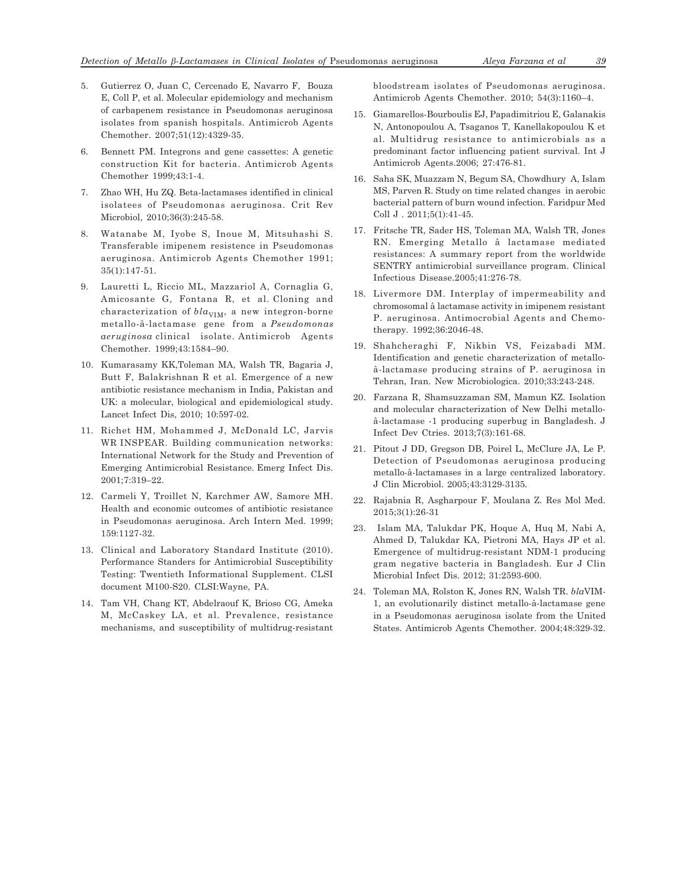5. Gutierrez O, Juan C, Cercenado E, Navarro F, Bouza E, Coll P, et al. Molecular epidemiology and mechanism of carbapenem resistance in Pseudomonas aeruginosa isolates from spanish hospitals. Antimicrob Agents Chemother. 2007;51(12):4329-35.

6. Bennett PM. Integrons and gene cassettes: A genetic construction Kit for bacteria. Antimicrob Agents Chemother 1999;43:1-4.

7. Zhao WH, Hu ZQ. Beta-lactamases identified in clinical isolatees of Pseudomonas aeruginosa. Crit Rev Microbiol, 2010;36(3):245-58.

8. Watanabe M, Iyobe S, Inoue M, Mitsuhashi S. Transferable imipenem resistence in Pseudomonas aeruginosa. Antimicrob Agents Chemother 1991; 35(1):147-51.

9. Lauretti L, Riccio ML, Mazzariol A, Cornaglia G, Amicosante G, Fontana R, et al. Cloning and characterization of $bla_{VIM}$, a new integron-borne metallo-â-lactamase gene from a *Pseudomonas aeruginosa* clinical isolate. Antimicrob Agents Chemother. 1999;43:1584–90.

10. Kumarasamy KK,Toleman MA, Walsh TR, Bagaria J, Butt F, Balakrishnan R et al. Emergence of a new antibiotic resistance mechanism in India, Pakistan and UK: a molecular, biological and epidemiological study. Lancet Infect Dis, 2010; 10:597-02.

11. Richet HM, Mohammed J, McDonald LC, Jarvis WR INSPEAR. Building communication networks: International Network for the Study and Prevention of Emerging Antimicrobial Resistance. Emerg Infect Dis. 2001;7:319–22.

12. Carmeli Y, Troillet N, Karchmer AW, Samore MH. Health and economic outcomes of antibiotic resistance in Pseudomonas aeruginosa. Arch Intern Med. 1999; 159:1127-32.

13. Clinical and Laboratory Standard Institute (2010). Performance Standers for Antimicrobial Susceptibility Testing: Twentieth Informational Supplement. CLSI document M100-S20. CLSI:Wayne, PA.

14. Tam VH, Chang KT, Abdelraouf K, Brioso CG, Ameka M, McCaskey LA, et al. Prevalence, resistance mechanisms, and susceptibility of multidrug-resistant bloodstream isolates of Pseudomonas aeruginosa. Antimicrob Agents Chemother. 2010; 54(3):1160–4.

15. Giamarellos-Bourboulis EJ, Papadimitriou E, Galanakis N, Antonopoulou A, Tsaganos T, Kanellakopoulou K et al. Multidrug resistance to antimicrobials as a predominant factor influencing patient survival. Int J Antimicrob Agents.2006; 27:476-81.

16. Saha SK, Muazzam N, Begum SA, Chowdhury A, Islam MS, Parven R. Study on time related changes in aerobic bacterial pattern of burn wound infection. Faridpur Med Coll J . 2011;5(1):41-45.

17. Fritsche TR, Sader HS, Toleman MA, Walsh TR, Jones RN. Emerging Metallo â lactamase mediated resistances: A summary report from the worldwide SENTRY antimicrobial surveillance program. Clinical Infectious Disease.2005;41:276-78.

18. Livermore DM. Interplay of impermeability and chromosomal â lactamase activity in imipenem resistant P. aeruginosa. Antimocrobial Agents and Chemotherapy. 1992;36:2046-48.

19. Shahcheraghi F, Nikbin VS, Feizabadi MM. Identification and genetic characterization of metallo-â-lactamase producing strains of P. aeruginosa in Tehran, Iran. New Microbiologica. 2010;33:243-248.

20. Farzana R, Shamsuzzaman SM, Mamun KZ. Isolation and molecular characterization of New Delhi metallo-â-lactamase -1 producing superbug in Bangladesh. J Infect Dev Ctries. 2013;7(3):161-68.

21. Pitout J DD, Gregson DB, Poirel L, McClure JA, Le P. Detection of Pseudomonas aeruginosa producing metallo-â-lactamases in a large centralized laboratory. J Clin Microbiol. 2005;43:3129-3135.

22. Rajabnia R, Asgharpour F, Moulana Z. Res Mol Med. 2015;3(1):26-31

23. Islam MA, Talukdar PK, Hoque A, Huq M, Nabi A, Ahmed D, Talukdar KA, Pietroni MA, Hays JP et al. Emergence of multidrug-resistant NDM-1 producing gram negative bacteria in Bangladesh. Eur J Clin Microbial Infect Dis. 2012; 31:2593-600.

24. Toleman MA, Rolston K, Jones RN, Walsh TR. *bla*VIM-1, an evolutionarily distinct metallo-â-lactamase gene in a Pseudomonas aeruginosa isolate from the United States. Antimicrob Agents Chemother. 2004;48:329-32.